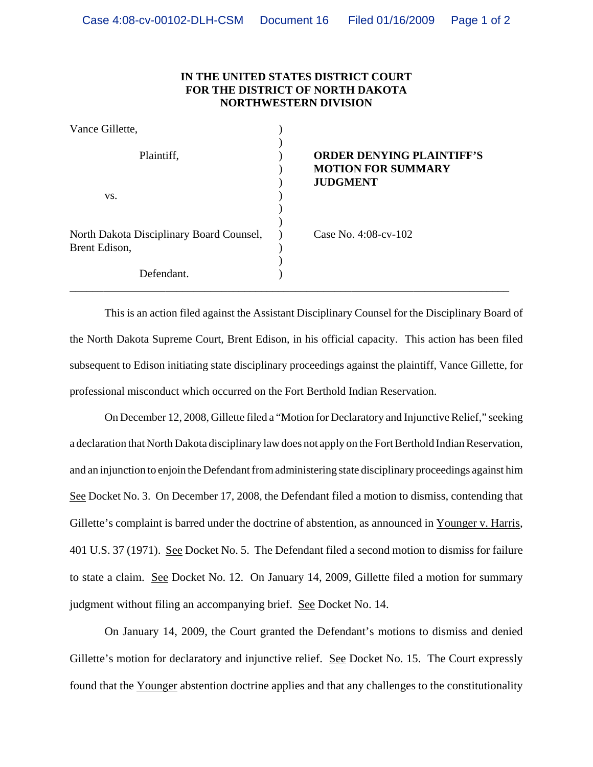**IN THE UNITED STATES DISTRICT COURT**
**FOR THE DISTRICT OF NORTH DAKOTA**
**NORTHWESTERN DIVISION**

| | | |
|---|---|---|
| Vance Gillette, | ) | |
| | ) | |
| Plaintiff, | ) | **ORDER DENYING PLAINTIFF'S** |
| | ) | **MOTION FOR SUMMARY** |
| | ) | **JUDGMENT** |
| vs. | ) | |
| | ) | |
| | ) | |
| North Dakota Disciplinary Board Counsel, | ) | Case No. 4:08-cv-102 |
| Brent Edison, | ) | |
| | ) | |
| Defendant. | ) | |

---

This is an action filed against the Assistant Disciplinary Counsel for the Disciplinary Board of the North Dakota Supreme Court, Brent Edison, in his official capacity. This action has been filed subsequent to Edison initiating state disciplinary proceedings against the plaintiff, Vance Gillette, for professional misconduct which occurred on the Fort Berthold Indian Reservation.

On December 12, 2008, Gillette filed a "Motion for Declaratory and Injunctive Relief," seeking a declaration that North Dakota disciplinary law does not apply on the Fort Berthold Indian Reservation, and an injunction to enjoin the Defendant from administering state disciplinary proceedings against him See Docket No. 3. On December 17, 2008, the Defendant filed a motion to dismiss, contending that Gillette's complaint is barred under the doctrine of abstention, as announced in Younger v. Harris, 401 U.S. 37 (1971). See Docket No. 5. The Defendant filed a second motion to dismiss for failure to state a claim. See Docket No. 12. On January 14, 2009, Gillette filed a motion for summary judgment without filing an accompanying brief. See Docket No. 14.

On January 14, 2009, the Court granted the Defendant's motions to dismiss and denied Gillette's motion for declaratory and injunctive relief. See Docket No. 15. The Court expressly found that the Younger abstention doctrine applies and that any challenges to the constitutionality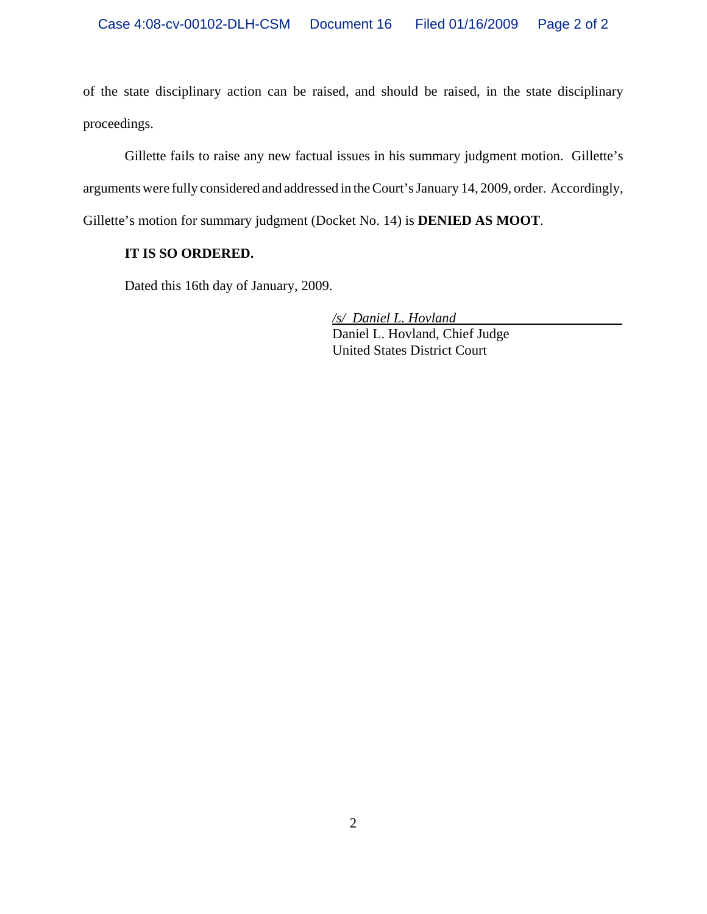of the state disciplinary action can be raised, and should be raised, in the state disciplinary proceedings.

Gillette fails to raise any new factual issues in his summary judgment motion. Gillette's arguments were fully considered and addressed in the Court's January 14, 2009, order. Accordingly, Gillette's motion for summary judgment (Docket No. 14) is **DENIED AS MOOT**.

**IT IS SO ORDERED.**

Dated this 16th day of January, 2009.

*/s/ Daniel L. Hovland*  
Daniel L. Hovland, Chief Judge  
United States District Court